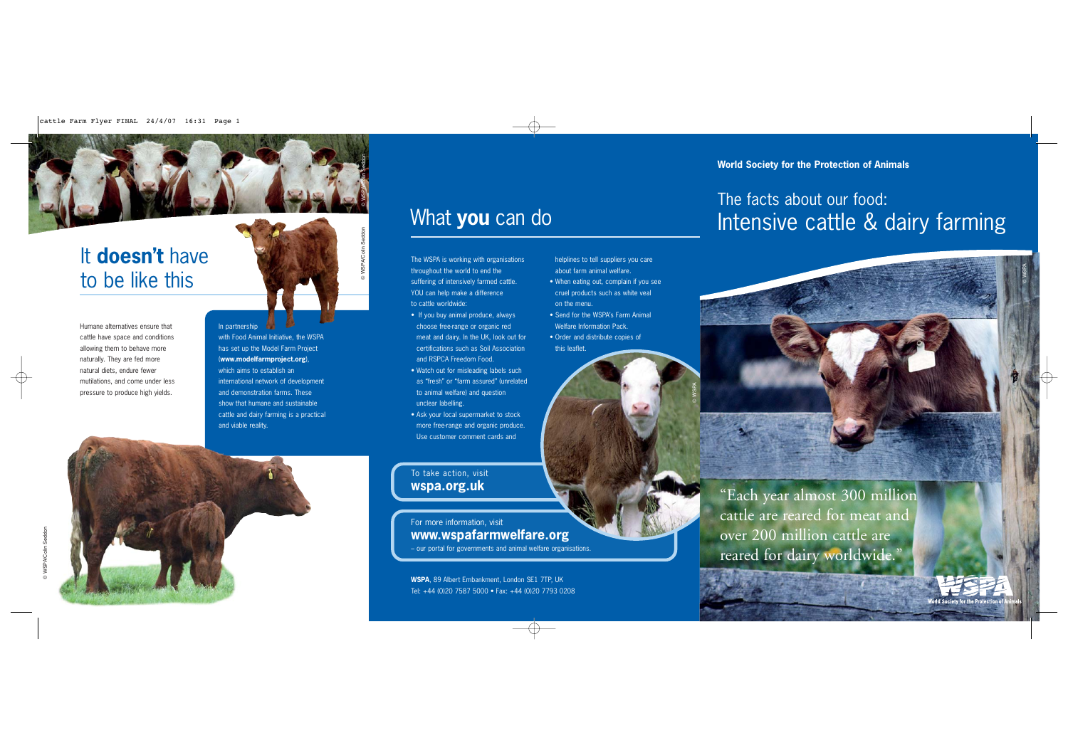## It **doesn't** have to be like this

Humane alternatives ensure that cattle have space and conditions allowing them to behave more naturally. They are fed more natural diets, endure fewer mutilations, and come under less pressure to produce high yields.

In partnership with Food Animal Initiative, the WSPA has set up the Model Farm Project (**www.modelfarmproject.org**), which aims to establish an international network of development and demonstration farms. These show that humane and sustainable cattle and dairy farming is a practical and viable reality.

© WSPA/Colin Seddon

## What **you** can do

The WSPA is working with organisations throughout the world to end the suffering of intensively farmed cattle. YOU can help make a difference to cattle worldwide:

- If you buy animal produce, always choose free-range or organic red meat and dairy. In the UK, look out for certifications such as Soil Association and RSPCA Freedom Food.
- Watch out for misleading labels such as "fresh" or "farm assured" (unrelated to animal welfare) and question unclear labelling.
- Ask your local supermarket to stock more free-range and organic produce. Use customer comment cards and helplines to tell suppliers you care about farm animal welfare.
- When eating out, complain if you see cruel products such as white veal on the menu.
- Send for the WSPA's Farm Animal Welfare Information Pack.
- Order and distribute copies of this leaflet.

© WSPA

To take action, visit
**wspa.org.uk**

For more information, visit
**www.wspafarmwelfare.org**
– our portal for governments and animal welfare organisations.

**WSPA**, 89 Albert Embankment, London SE1 7TP, UK
Tel: +44 (0)20 7587 5000 • Fax: +44 (0)20 7793 0208

**World Society for the Protection of Animals**

# The facts about our food: Intensive cattle & dairy farming

© WSPA

"Each year almost 300 million cattle are reared for meat and over 200 million cattle are reared for dairy worldwide."

WSPA
World Society for the Protection of Animals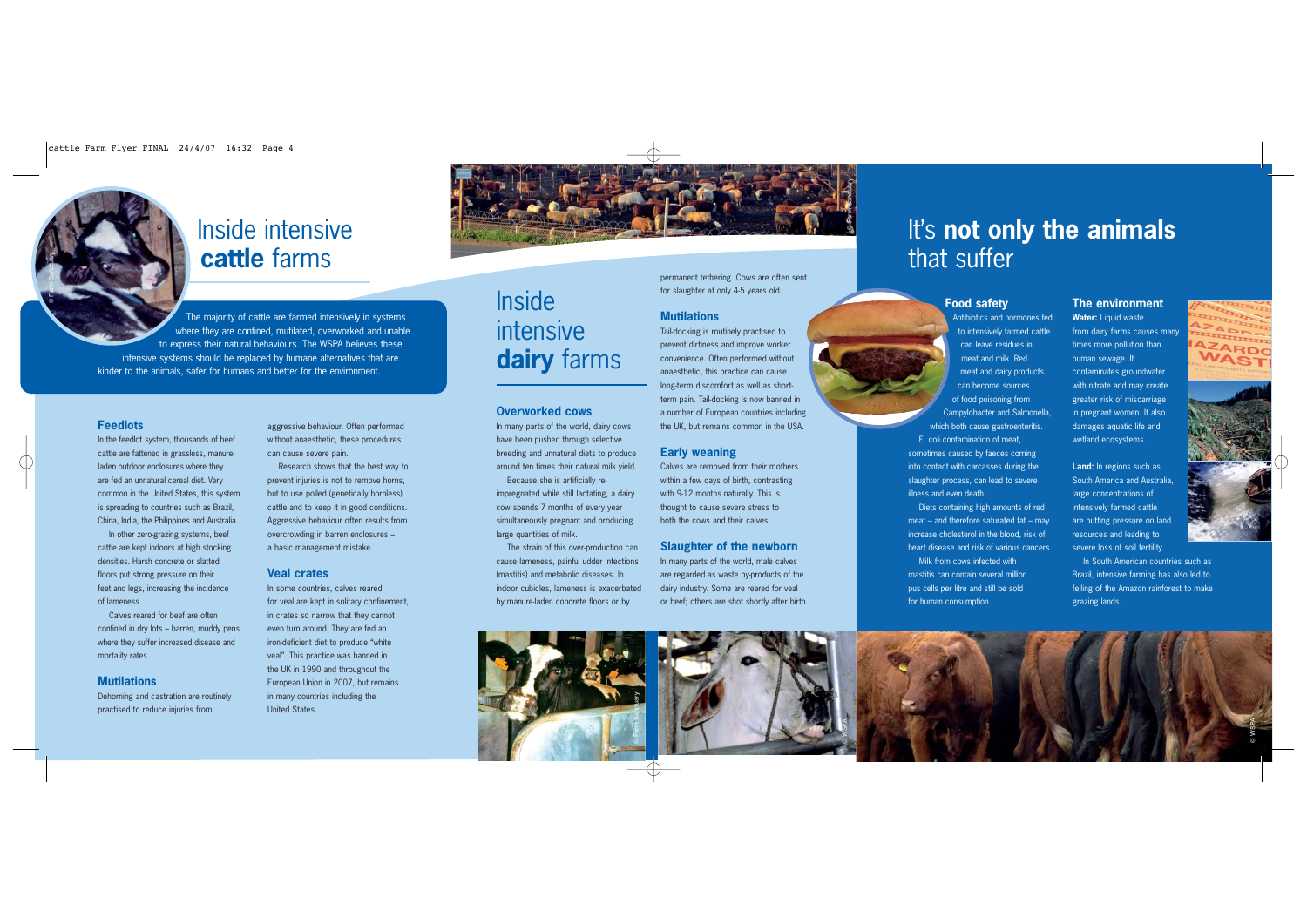# Inside intensive **cattle** farms

The majority of cattle are farmed intensively in systems where they are confined, mutilated, overworked and unable to express their natural behaviours. The WSPA believes these intensive systems should be replaced by humane alternatives that are kinder to the animals, safer for humans and better for the environment.

### Feedlots

In the feedlot system, thousands of beef cattle are fattened in grassless, manure-laden outdoor enclosures where they are fed an unnatural cereal diet. Very common in the United States, this system is spreading to countries such as Brazil, China, India, the Philippines and Australia.

In other zero-grazing systems, beef cattle are kept indoors at high stocking densities. Harsh concrete or slatted floors put strong pressure on their feet and legs, increasing the incidence of lameness.

Calves reared for beef are often confined in dry lots – barren, muddy pens where they suffer increased disease and mortality rates.

### Mutilations

Dehorning and castration are routinely practised to reduce injuries from aggressive behaviour. Often performed without anaesthetic, these procedures can cause severe pain.

Research shows that the best way to prevent injuries is not to remove horns, but to use polled (genetically hornless) cattle and to keep it in good conditions. Aggressive behaviour often results from overcrowding in barren enclosures – a basic management mistake.

### Veal crates

In some countries, calves reared for veal are kept in solitary confinement, in crates so narrow that they cannot even turn around. They are fed an iron-deficient diet to produce "white veal". This practice was banned in the UK in 1990 and throughout the European Union in 2007, but remains in many countries including the United States.

# Inside intensive **dairy** farms

### Overworked cows

In many parts of the world, dairy cows have been pushed through selective breeding and unnatural diets to produce around ten times their natural milk yield.

Because she is artificially re-impregnated while still lactating, a dairy cow spends 7 months of every year simultaneously pregnant and producing large quantities of milk.

The strain of this over-production can cause lameness, painful udder infections (mastitis) and metabolic diseases. In indoor cubicles, lameness is exacerbated by manure-laden concrete floors or by permanent tethering. Cows are often sent for slaughter at only 4-5 years old.

### Mutilations

Tail-docking is routinely practised to prevent dirtiness and improve worker convenience. Often performed without anaesthetic, this practice can cause long-term discomfort as well as short-term pain. Tail-docking is now banned in a number of European countries including the UK, but remains common in the USA.

### Early weaning

Calves are removed from their mothers within a few days of birth, contrasting with 9-12 months naturally. This is thought to cause severe stress to both the cows and their calves.

### Slaughter of the newborn

In many parts of the world, male calves are regarded as waste by-products of the dairy industry. Some are reared for veal or beef; others are shot shortly after birth.

# It's **not only the animals** that suffer

### Food safety

Antibiotics and hormones fed to intensively farmed cattle can leave residues in meat and milk. Red meat and dairy products can become sources of food poisoning from Campylobacter and Salmonella, which both cause gastroenteritis. E. coli contamination of meat, sometimes caused by faeces coming into contact with carcasses during the slaughter process, can lead to severe illness and even death.

Diets containing high amounts of red meat – and therefore saturated fat – may increase cholesterol in the blood, risk of heart disease and risk of various cancers.

Milk from cows infected with mastitis can contain several million pus cells per litre and still be sold for human consumption.

### The environment

**Water:** Liquid waste from dairy farms causes many times more pollution than human sewage. It contaminates groundwater with nitrate and may create greater risk of miscarriage in pregnant women. It also damages aquatic life and wetland ecosystems.

**Land:** In regions such as South America and Australia, large concentrations of intensively farmed cattle are putting pressure on land resources and leading to severe loss of soil fertility.

In South American countries such as Brazil, intensive farming has also led to felling of the Amazon rainforest to make grazing lands.